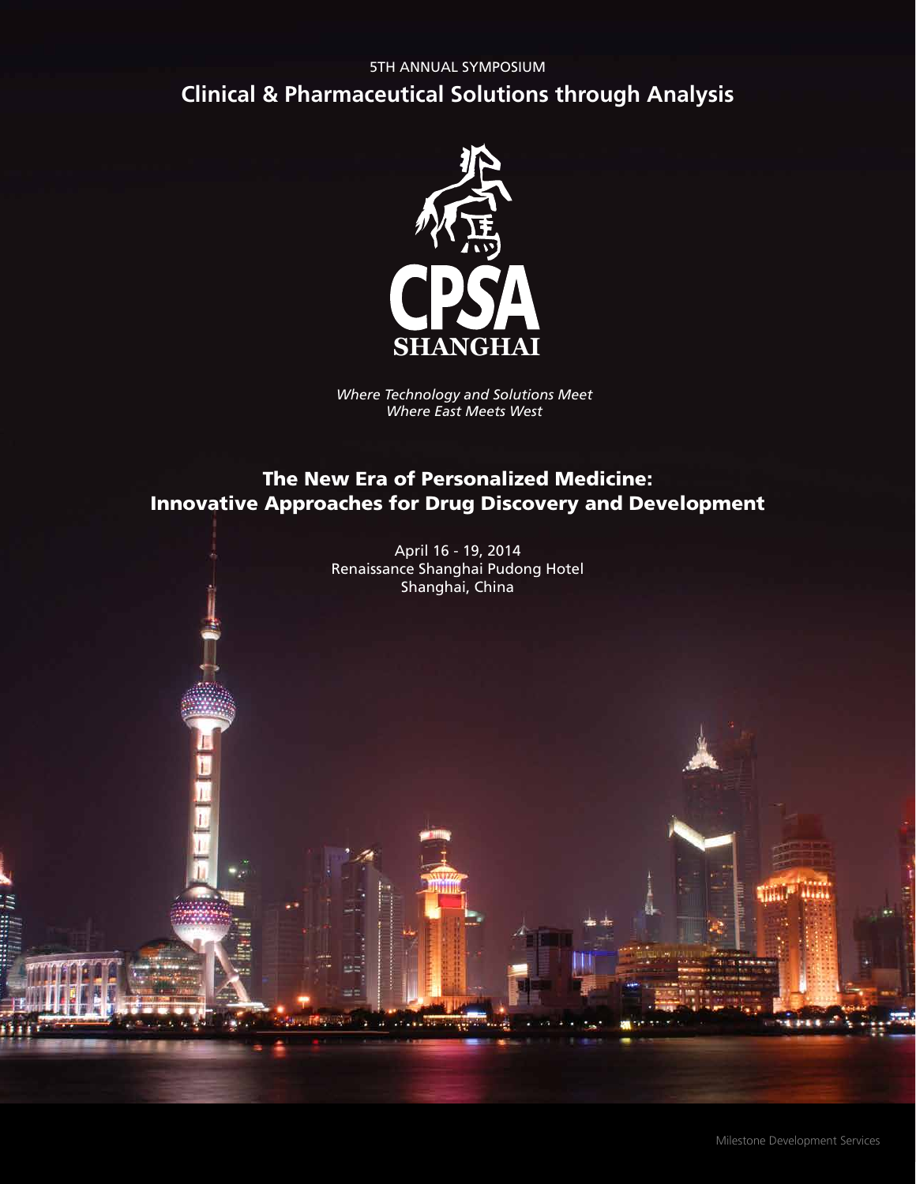5TH ANNUAL SYMPOSIUM

# Clinical & Pharmaceutical Solutions through Analysis

CPSA

SHANGHAI

*Where Technology and Solutions Meet*
*Where East Meets West*

## The New Era of Personalized Medicine: Innovative Approaches for Drug Discovery and Development

April 16 - 19, 2014
Renaissance Shanghai Pudong Hotel
Shanghai, China

Milestone Development Services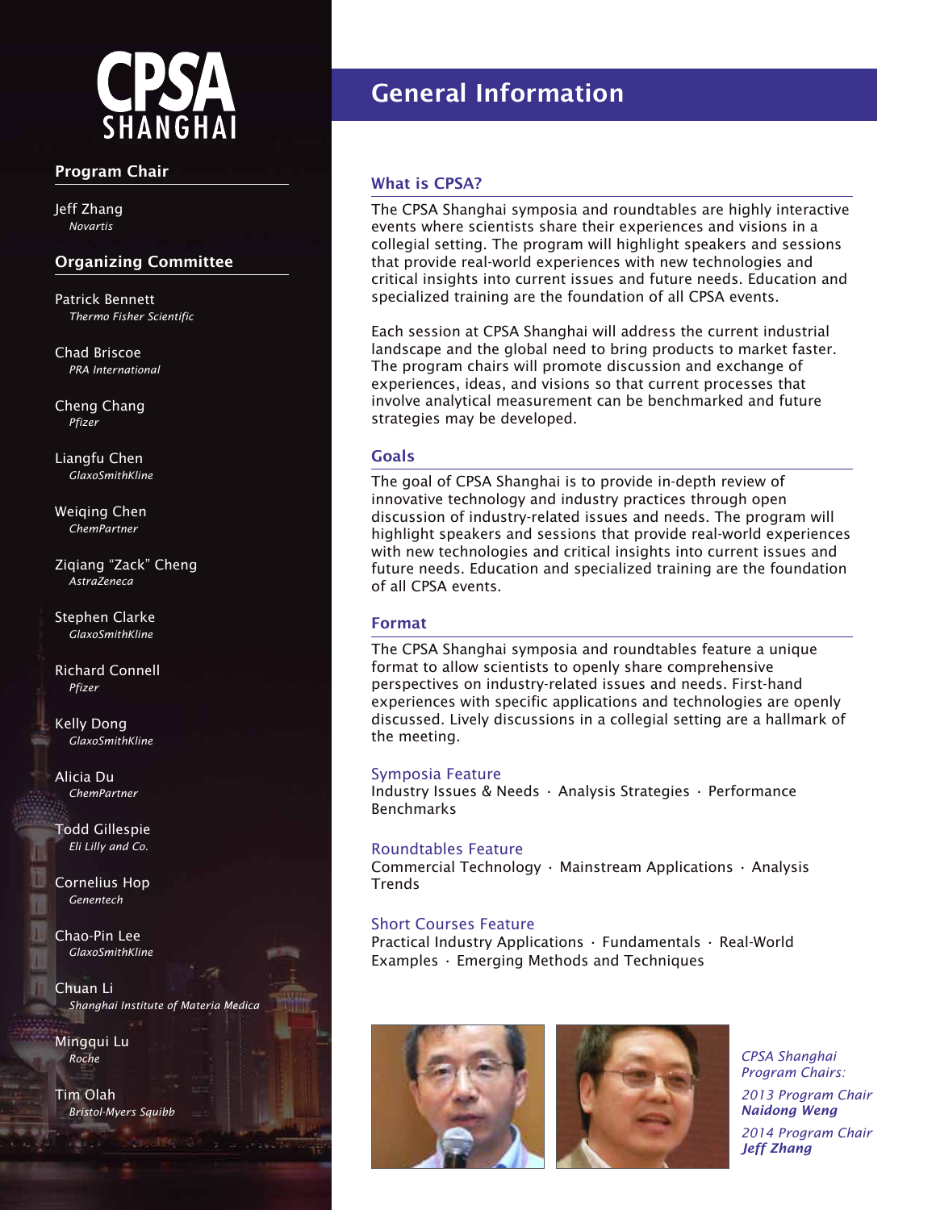# CPSA SHANGHAI

## Program Chair

Jeff Zhang
*Novartis*

## Organizing Committee

Patrick Bennett
*Thermo Fisher Scientific*

Chad Briscoe
*PRA International*

Cheng Chang
*Pfizer*

Liangfu Chen
*GlaxoSmithKline*

Weiqing Chen
*ChemPartner*

Ziqiang "Zack" Cheng
*AstraZeneca*

Stephen Clarke
*GlaxoSmithKline*

Richard Connell
*Pfizer*

Kelly Dong
*GlaxoSmithKline*

Alicia Du
*ChemPartner*

Todd Gillespie
*Eli Lilly and Co.*

Cornelius Hop
*Genentech*

Chao-Pin Lee
*GlaxoSmithKline*

Chuan Li
*Shanghai Institute of Materia Medica*

Mingqui Lu
*Roche*

Tim Olah
*Bristol-Myers Squibb*

# General Information

## What is CPSA?

The CPSA Shanghai symposia and roundtables are highly interactive events where scientists share their experiences and visions in a collegial setting. The program will highlight speakers and sessions that provide real-world experiences with new technologies and critical insights into current issues and future needs. Education and specialized training are the foundation of all CPSA events.

Each session at CPSA Shanghai will address the current industrial landscape and the global need to bring products to market faster. The program chairs will promote discussion and exchange of experiences, ideas, and visions so that current processes that involve analytical measurement can be benchmarked and future strategies may be developed.

## Goals

The goal of CPSA Shanghai is to provide in-depth review of innovative technology and industry practices through open discussion of industry-related issues and needs. The program will highlight speakers and sessions that provide real-world experiences with new technologies and critical insights into current issues and future needs. Education and specialized training are the foundation of all CPSA events.

## Format

The CPSA Shanghai symposia and roundtables feature a unique format to allow scientists to openly share comprehensive perspectives on industry-related issues and needs. First-hand experiences with specific applications and technologies are openly discussed. Lively discussions in a collegial setting are a hallmark of the meeting.

### Symposia Feature

Industry Issues & Needs · Analysis Strategies · Performance Benchmarks

### Roundtables Feature

Commercial Technology · Mainstream Applications · Analysis Trends

### Short Courses Feature

Practical Industry Applications · Fundamentals · Real-World Examples · Emerging Methods and Techniques

*CPSA Shanghai Program Chairs:*

*2013 Program Chair* ***Naidong Weng***

*2014 Program Chair* ***Jeff Zhang***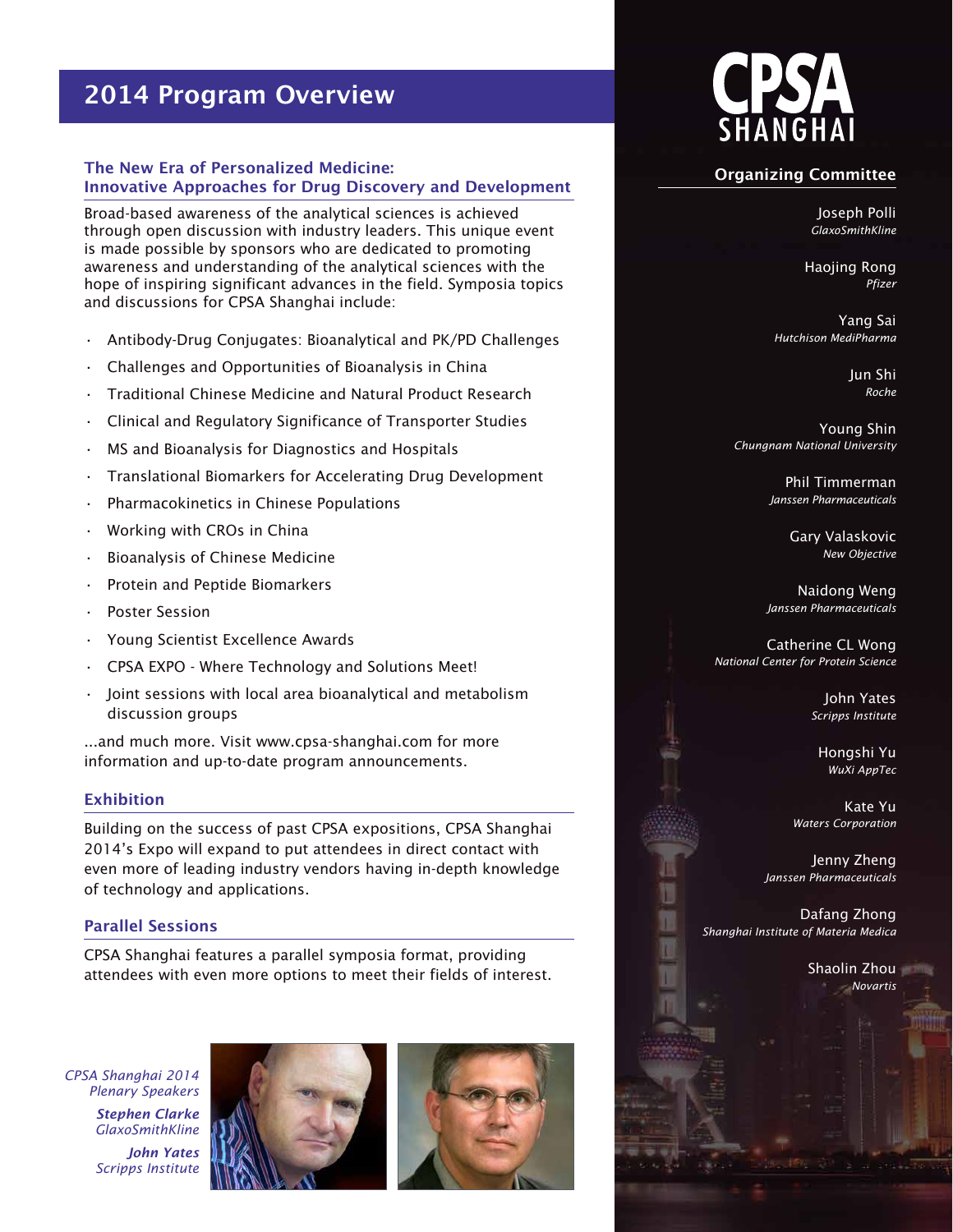# 2014 Program Overview

### The New Era of Personalized Medicine: Innovative Approaches for Drug Discovery and Development

Broad-based awareness of the analytical sciences is achieved through open discussion with industry leaders. This unique event is made possible by sponsors who are dedicated to promoting awareness and understanding of the analytical sciences with the hope of inspiring significant advances in the field. Symposia topics and discussions for CPSA Shanghai include:

- Antibody-Drug Conjugates: Bioanalytical and PK/PD Challenges
- Challenges and Opportunities of Bioanalysis in China
- Traditional Chinese Medicine and Natural Product Research
- Clinical and Regulatory Significance of Transporter Studies
- MS and Bioanalysis for Diagnostics and Hospitals
- Translational Biomarkers for Accelerating Drug Development
- Pharmacokinetics in Chinese Populations
- Working with CROs in China
- Bioanalysis of Chinese Medicine
- Protein and Peptide Biomarkers
- Poster Session
- Young Scientist Excellence Awards
- CPSA EXPO - Where Technology and Solutions Meet!
- Joint sessions with local area bioanalytical and metabolism discussion groups

...and much more. Visit www.cpsa-shanghai.com for more information and up-to-date program announcements.

### Exhibition

Building on the success of past CPSA expositions, CPSA Shanghai 2014's Expo will expand to put attendees in direct contact with even more of leading industry vendors having in-depth knowledge of technology and applications.

### Parallel Sessions

CPSA Shanghai features a parallel symposia format, providing attendees with even more options to meet their fields of interest.

*CPSA Shanghai 2014 Plenary Speakers*

***Stephen Clarke***
*GlaxoSmithKline*

***John Yates***
*Scripps Institute*

## CPSA SHANGHAI

### Organizing Committee

Joseph Polli
*GlaxoSmithKline*

Haojing Rong
*Pfizer*

Yang Sai
*Hutchison MediPharma*

Jun Shi
*Roche*

Young Shin
*Chungnam National University*

Phil Timmerman
*Janssen Pharmaceuticals*

Gary Valaskovic
*New Objective*

Naidong Weng
*Janssen Pharmaceuticals*

Catherine CL Wong
*National Center for Protein Science*

John Yates
*Scripps Institute*

Hongshi Yu
*WuXi AppTec*

Kate Yu
*Waters Corporation*

Jenny Zheng
*Janssen Pharmaceuticals*

Dafang Zhong
*Shanghai Institute of Materia Medica*

Shaolin Zhou
*Novartis*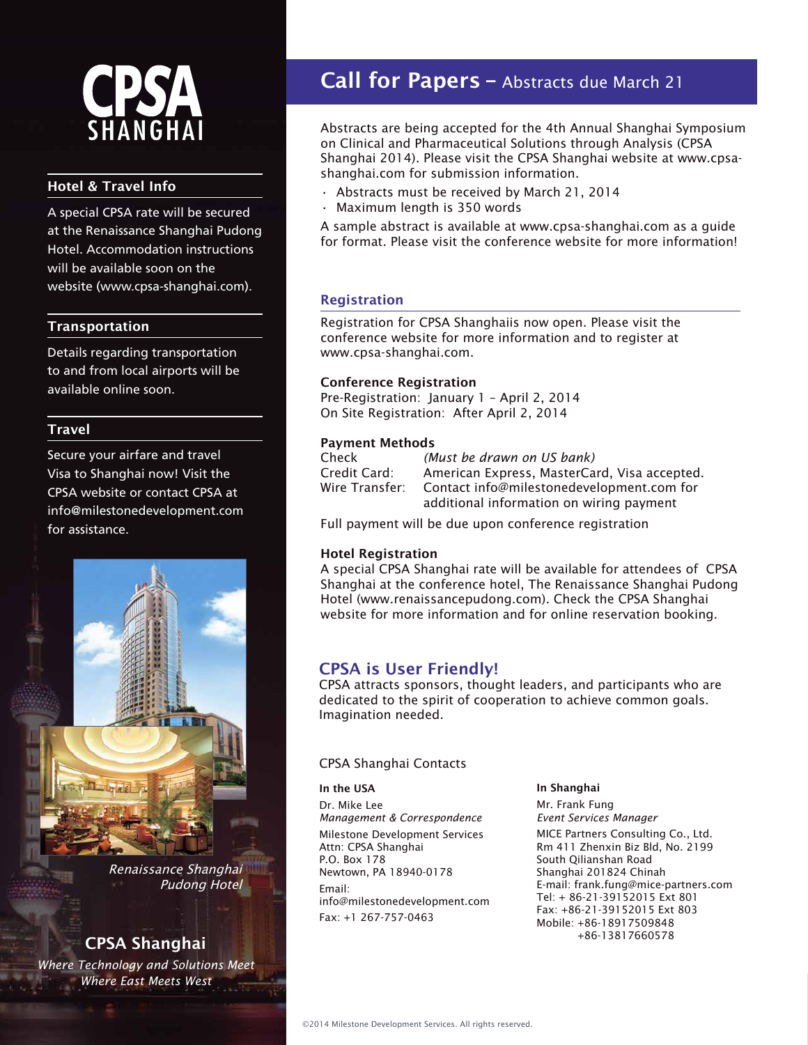# CPSA SHANGHAI

## Hotel & Travel Info

A special CPSA rate will be secured at the Renaissance Shanghai Pudong Hotel. Accommodation instructions will be available soon on the website (www.cpsa-shanghai.com).

## Transportation

Details regarding transportation to and from local airports will be available online soon.

## Travel

Secure your airfare and travel Visa to Shanghai now! Visit the CPSA website or contact CPSA at info@milestonedevelopment.com for assistance.

*Renaissance Shanghai Pudong Hotel*

**CPSA Shanghai**

*Where Technology and Solutions Meet*
*Where East Meets West*

## Call for Papers – Abstracts due March 21

Abstracts are being accepted for the 4th Annual Shanghai Symposium on Clinical and Pharmaceutical Solutions through Analysis (CPSA Shanghai 2014). Please visit the CPSA Shanghai website at www.cpsa-shanghai.com for submission information.

- Abstracts must be received by March 21, 2014
- Maximum length is 350 words

A sample abstract is available at www.cpsa-shanghai.com as a guide for format. Please visit the conference website for more information!

## Registration

Registration for CPSA Shanghaiis now open. Please visit the conference website for more information and to register at www.cpsa-shanghai.com.

**Conference Registration**

Pre-Registration: January 1 – April 2, 2014
On Site Registration: After April 2, 2014

**Payment Methods**

| | |
|---|---|
| Check | *(Must be drawn on US bank)* |
| Credit Card: | American Express, MasterCard, Visa accepted. |
| Wire Transfer: | Contact info@milestonedevelopment.com for additional information on wiring payment |

Full payment will be due upon conference registration

**Hotel Registration**

A special CPSA Shanghai rate will be available for attendees of CPSA Shanghai at the conference hotel, The Renaissance Shanghai Pudong Hotel (www.renaissancepudong.com). Check the CPSA Shanghai website for more information and for online reservation booking.

## CPSA is User Friendly!

CPSA attracts sponsors, thought leaders, and participants who are dedicated to the spirit of cooperation to achieve common goals. Imagination needed.

CPSA Shanghai Contacts

**In the USA**

Dr. Mike Lee
*Management & Correspondence*
Milestone Development Services
Attn: CPSA Shanghai
P.O. Box 178
Newtown, PA 18940-0178
Email:
info@milestonedevelopment.com
Fax: +1 267-757-0463

**In Shanghai**

Mr. Frank Fung
*Event Services Manager*
MICE Partners Consulting Co., Ltd.
Rm 411 Zhenxin Biz Bld, No. 2199
South Qilianshan Road
Shanghai 201824 Chinah
E-mail: frank.fung@mice-partners.com
Tel: + 86-21-39152015 Ext 801
Fax: +86-21-39152015 Ext 803
Mobile: +86-18917509848
+86-13817660578

©2014 Milestone Development Services. All rights reserved.